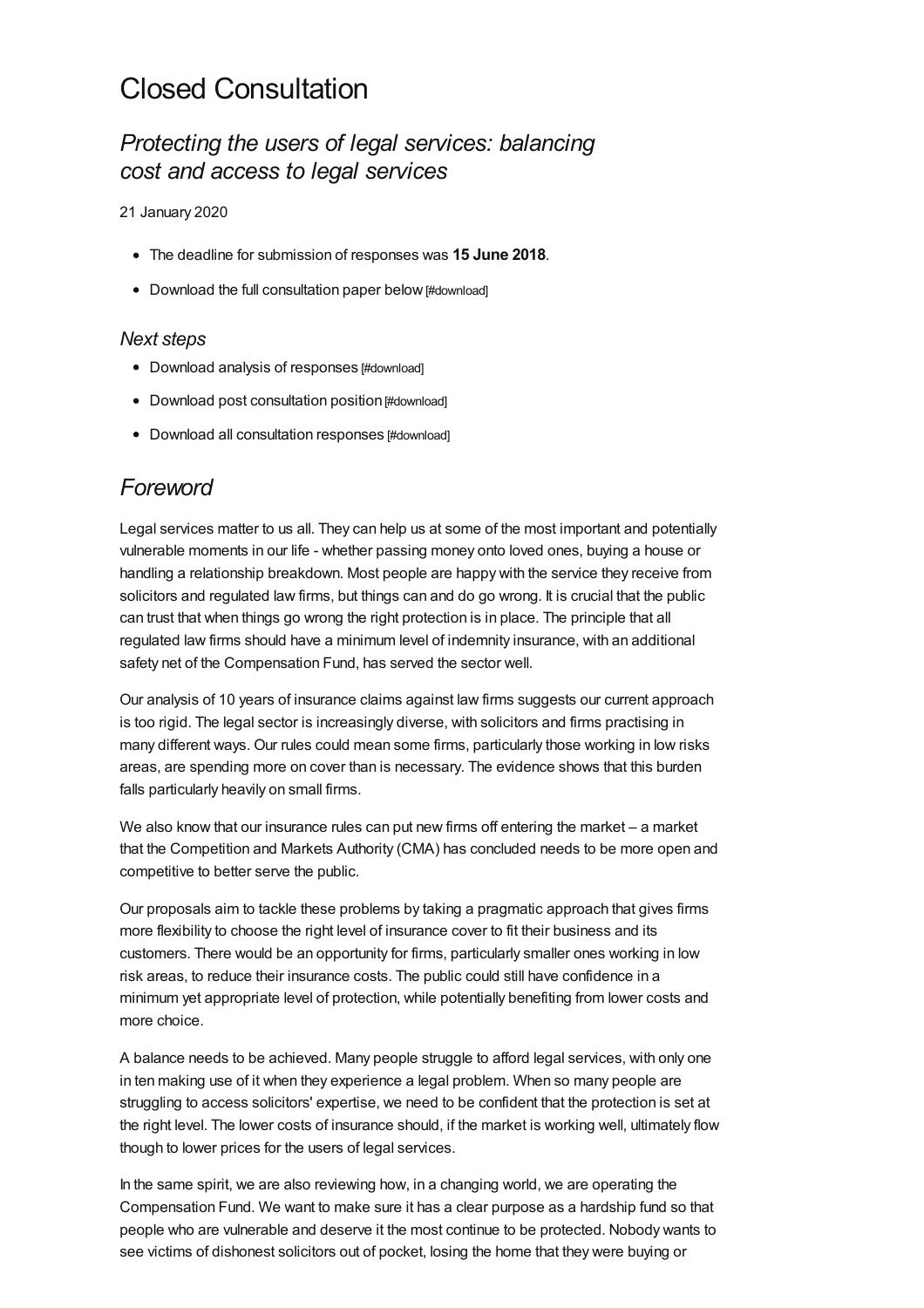# Closed Consultation

## *Protecting the users of legal services: balancing cost and access to legal services*

21 January 2020

- The deadline for submission of responses was **15 June 2018**.
- Download the full consultation paper below [#download]

### *Next steps*

- Download analysis of responses [#download]
- Download post consultation position [#download]
- Download all consultation responses [#download]

## *Foreword*

Legal services matter to us all. They can help us at some of the most important and potentially vulnerable moments in our life - whether passing money onto loved ones, buying a house or handling a relationship breakdown. Most people are happy with the service they receive from solicitors and regulated law firms, but things can and do go wrong. It is crucial that the public can trust that when things go wrong the right protection is in place. The principle that all regulated law firms should have a minimum level of indemnity insurance, with an additional safety net of the Compensation Fund, has served the sector well.

Our analysis of 10 years of insurance claims against law firms suggests our current approach is too rigid. The legal sector is increasingly diverse, with solicitors and firms practising in many different ways. Our rules could mean some firms, particularly those working in low risks areas, are spending more on cover than is necessary. The evidence shows that this burden falls particularly heavily on small firms.

We also know that our insurance rules can put new firms off entering the market – a market that the Competition and Markets Authority (CMA) has concluded needs to be more open and competitive to better serve the public.

Our proposals aim to tackle these problems by taking a pragmatic approach that gives firms more flexibility to choose the right level of insurance cover to fit their business and its customers. There would be an opportunity for firms, particularly smaller ones working in low risk areas, to reduce their insurance costs. The public could still have confidence in a minimum yet appropriate level of protection, while potentially benefiting from lower costs and more choice.

A balance needs to be achieved. Many people struggle to afford legal services, with only one in ten making use of it when they experience a legal problem. When so many people are struggling to access solicitors' expertise, we need to be confident that the protection is set at the right level. The lower costs of insurance should, if the market is working well, ultimately flow though to lower prices for the users of legal services.

In the same spirit, we are also reviewing how, in a changing world, we are operating the Compensation Fund. We want to make sure it has a clear purpose as a hardship fund so that people who are vulnerable and deserve it the most continue to be protected. Nobody wants to see victims of dishonest solicitors out of pocket, losing the home that they were buying or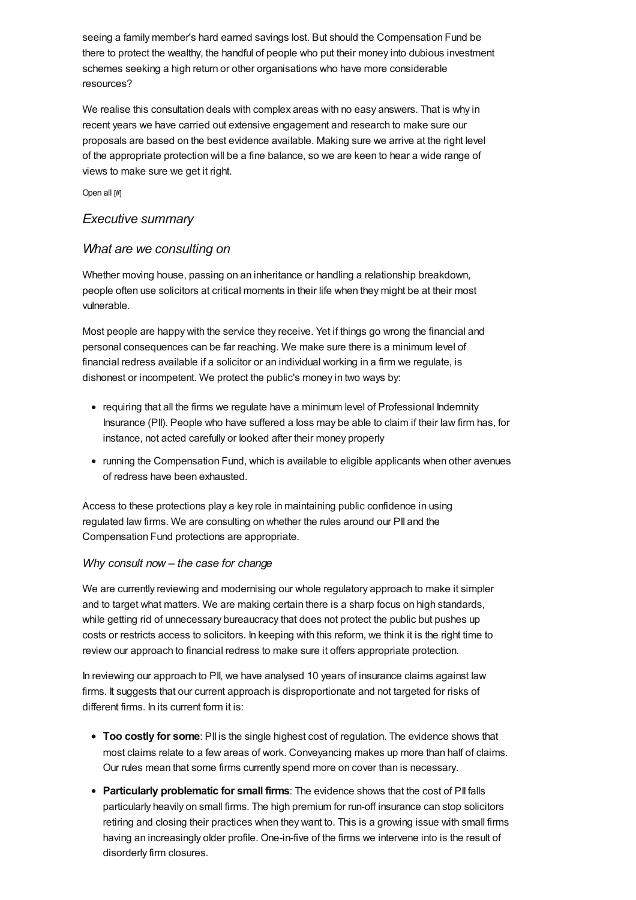seeing a family member's hard earned savings lost. But should the Compensation Fund be there to protect the wealthy, the handful of people who put their money into dubious investment schemes seeking a high return or other organisations who have more considerable resources?

We realise this consultation deals with complex areas with no easy answers. That is why in recent years we have carried out extensive engagement and research to make sure our proposals are based on the best evidence available. Making sure we arrive at the right level of the appropriate protection will be a fine balance, so we are keen to hear a wide range of views to make sure we get it right.

Open all [#]

## *Executive summary*

## *What are we consulting on*

Whether moving house, passing on an inheritance or handling a relationship breakdown, people often use solicitors at critical moments in their life when they might be at their most vulnerable.

Most people are happy with the service they receive. Yet if things go wrong the financial and personal consequences can be far reaching. We make sure there is a minimum level of financial redress available if a solicitor or an individual working in a firm we regulate, is dishonest or incompetent. We protect the public's money in two ways by:

- requiring that all the firms we regulate have a minimum level of Professional Indemnity Insurance (PII). People who have suffered a loss may be able to claim if their law firm has, for instance, not acted carefully or looked after their money properly
- running the Compensation Fund, which is available to eligible applicants when other avenues of redress have been exhausted.

Access to these protections play a key role in maintaining public confidence in using regulated law firms. We are consulting on whether the rules around our PII and the Compensation Fund protections are appropriate.

### *Why consult now – the case for change*

We are currently reviewing and modernising our whole regulatory approach to make it simpler and to target what matters. We are making certain there is a sharp focus on high standards, while getting rid of unnecessary bureaucracy that does not protect the public but pushes up costs or restricts access to solicitors. In keeping with this reform, we think it is the right time to review our approach to financial redress to make sure it offers appropriate protection.

In reviewing our approach to PII, we have analysed 10 years of insurance claims against law firms. It suggests that our current approach is disproportionate and not targeted for risks of different firms. In its current form it is:

- **Too costly for some**: PII is the single highest cost of regulation. The evidence shows that most claims relate to a few areas of work. Conveyancing makes up more than half of claims. Our rules mean that some firms currently spend more on cover than is necessary.
- **Particularly problematic for small firms**: The evidence shows that the cost of PII falls particularly heavily on small firms. The high premium for run-off insurance can stop solicitors retiring and closing their practices when they want to. This is a growing issue with small firms having an increasingly older profile. One-in-five of the firms we intervene into is the result of disorderly firm closures.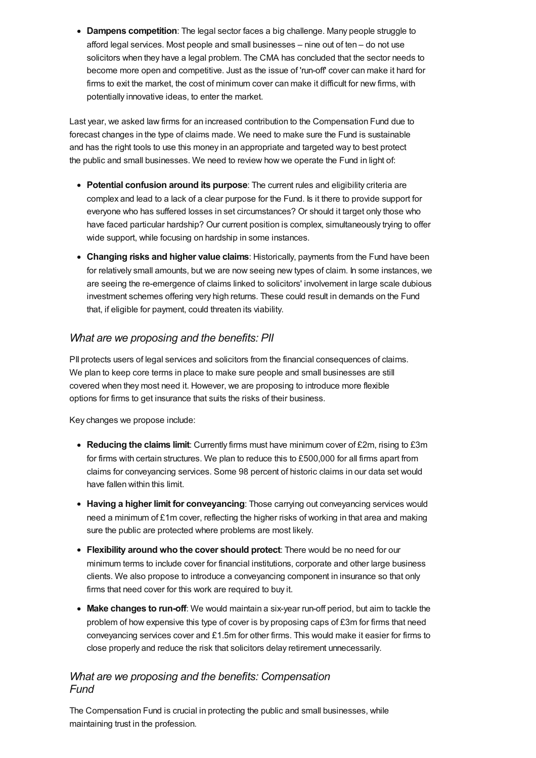- **Dampens competition**: The legal sector faces a big challenge. Many people struggle to afford legal services. Most people and small businesses – nine out of ten – do not use solicitors when they have a legal problem. The CMA has concluded that the sector needs to become more open and competitive. Just as the issue of 'run-off' cover can make it hard for firms to exit the market, the cost of minimum cover can make it difficult for new firms, with potentially innovative ideas, to enter the market.

Last year, we asked law firms for an increased contribution to the Compensation Fund due to forecast changes in the type of claims made. We need to make sure the Fund is sustainable and has the right tools to use this money in an appropriate and targeted way to best protect the public and small businesses. We need to review how we operate the Fund in light of:

- **Potential confusion around its purpose**: The current rules and eligibility criteria are complex and lead to a lack of a clear purpose for the Fund. Is it there to provide support for everyone who has suffered losses in set circumstances? Or should it target only those who have faced particular hardship? Our current position is complex, simultaneously trying to offer wide support, while focusing on hardship in some instances.
- **Changing risks and higher value claims**: Historically, payments from the Fund have been for relatively small amounts, but we are now seeing new types of claim. In some instances, we are seeing the re-emergence of claims linked to solicitors' involvement in large scale dubious investment schemes offering very high returns. These could result in demands on the Fund that, if eligible for payment, could threaten its viability.

### *What are we proposing and the benefits: PII*

PII protects users of legal services and solicitors from the financial consequences of claims. We plan to keep core terms in place to make sure people and small businesses are still covered when they most need it. However, we are proposing to introduce more flexible options for firms to get insurance that suits the risks of their business.

Key changes we propose include:

- **Reducing the claims limit**: Currently firms must have minimum cover of £2m, rising to £3m for firms with certain structures. We plan to reduce this to £500,000 for all firms apart from claims for conveyancing services. Some 98 percent of historic claims in our data set would have fallen within this limit.
- **Having a higher limit for conveyancing**: Those carrying out conveyancing services would need a minimum of £1m cover, reflecting the higher risks of working in that area and making sure the public are protected where problems are most likely.
- **Flexibility around who the cover should protect**: There would be no need for our minimum terms to include cover for financial institutions, corporate and other large business clients. We also propose to introduce a conveyancing component in insurance so that only firms that need cover for this work are required to buy it.
- **Make changes to run-off**: We would maintain a six-year run-off period, but aim to tackle the problem of how expensive this type of cover is by proposing caps of £3m for firms that need conveyancing services cover and £1.5m for other firms. This would make it easier for firms to close properly and reduce the risk that solicitors delay retirement unnecessarily.

### *What are we proposing and the benefits: Compensation Fund*

The Compensation Fund is crucial in protecting the public and small businesses, while maintaining trust in the profession.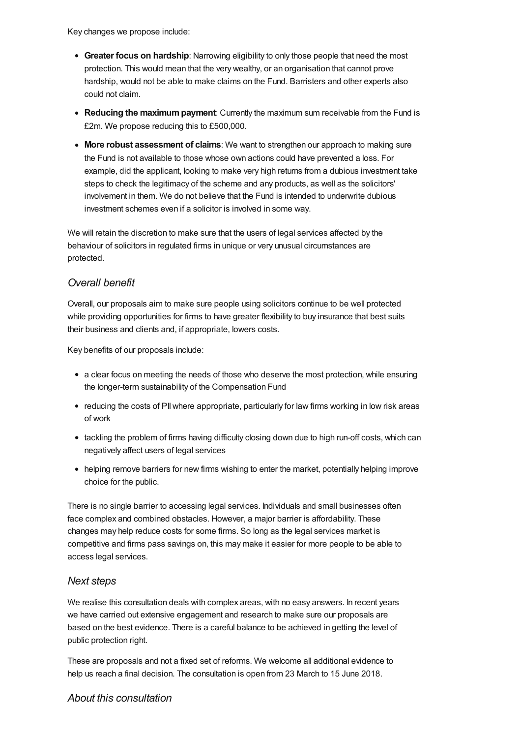Key changes we propose include:

- **Greater focus on hardship**: Narrowing eligibility to only those people that need the most protection. This would mean that the very wealthy, or an organisation that cannot prove hardship, would not be able to make claims on the Fund. Barristers and other experts also could not claim.
- **Reducing the maximum payment**: Currently the maximum sum receivable from the Fund is £2m. We propose reducing this to £500,000.
- **More robust assessment of claims**: We want to strengthen our approach to making sure the Fund is not available to those whose own actions could have prevented a loss. For example, did the applicant, looking to make very high returns from a dubious investment take steps to check the legitimacy of the scheme and any products, as well as the solicitors' involvement in them. We do not believe that the Fund is intended to underwrite dubious investment schemes even if a solicitor is involved in some way.

We will retain the discretion to make sure that the users of legal services affected by the behaviour of solicitors in regulated firms in unique or very unusual circumstances are protected.

### *Overall benefit*

Overall, our proposals aim to make sure people using solicitors continue to be well protected while providing opportunities for firms to have greater flexibility to buy insurance that best suits their business and clients and, if appropriate, lowers costs.

Key benefits of our proposals include:

- a clear focus on meeting the needs of those who deserve the most protection, while ensuring the longer-term sustainability of the Compensation Fund
- reducing the costs of PII where appropriate, particularly for law firms working in low risk areas of work
- tackling the problem of firms having difficulty closing down due to high run-off costs, which can negatively affect users of legal services
- helping remove barriers for new firms wishing to enter the market, potentially helping improve choice for the public.

There is no single barrier to accessing legal services. Individuals and small businesses often face complex and combined obstacles. However, a major barrier is affordability. These changes may help reduce costs for some firms. So long as the legal services market is competitive and firms pass savings on, this may make it easier for more people to be able to access legal services.

### *Next steps*

We realise this consultation deals with complex areas, with no easy answers. In recent years we have carried out extensive engagement and research to make sure our proposals are based on the best evidence. There is a careful balance to be achieved in getting the level of public protection right.

These are proposals and not a fixed set of reforms. We welcome all additional evidence to help us reach a final decision. The consultation is open from 23 March to 15 June 2018.

### *About this consultation*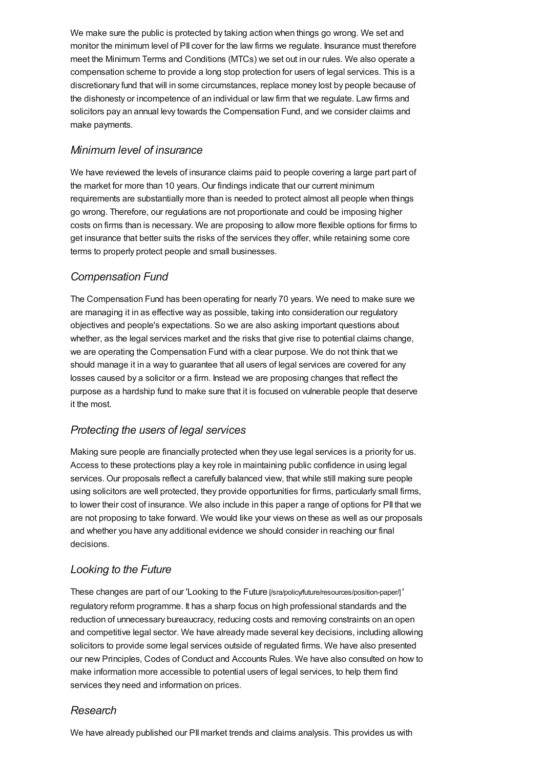We make sure the public is protected by taking action when things go wrong. We set and monitor the minimum level of PII cover for the law firms we regulate. Insurance must therefore meet the Minimum Terms and Conditions (MTCs) we set out in our rules. We also operate a compensation scheme to provide a long stop protection for users of legal services. This is a discretionary fund that will in some circumstances, replace money lost by people because of the dishonesty or incompetence of an individual or law firm that we regulate. Law firms and solicitors pay an annual levy towards the Compensation Fund, and we consider claims and make payments.

### *Minimum level of insurance*

We have reviewed the levels of insurance claims paid to people covering a large part part of the market for more than 10 years. Our findings indicate that our current minimum requirements are substantially more than is needed to protect almost all people when things go wrong. Therefore, our regulations are not proportionate and could be imposing higher costs on firms than is necessary. We are proposing to allow more flexible options for firms to get insurance that better suits the risks of the services they offer, while retaining some core terms to properly protect people and small businesses.

### *Compensation Fund*

The Compensation Fund has been operating for nearly 70 years. We need to make sure we are managing it in as effective way as possible, taking into consideration our regulatory objectives and people's expectations. So we are also asking important questions about whether, as the legal services market and the risks that give rise to potential claims change, we are operating the Compensation Fund with a clear purpose. We do not think that we should manage it in a way to guarantee that all users of legal services are covered for any losses caused by a solicitor or a firm. Instead we are proposing changes that reflect the purpose as a hardship fund to make sure that it is focused on vulnerable people that deserve it the most.

### *Protecting the users of legal services*

Making sure people are financially protected when they use legal services is a priority for us. Access to these protections play a key role in maintaining public confidence in using legal services. Our proposals reflect a carefully balanced view, that while still making sure people using solicitors are well protected, they provide opportunities for firms, particularly small firms, to lower their cost of insurance. We also include in this paper a range of options for PII that we are not proposing to take forward. We would like your views on these as well as our proposals and whether you have any additional evidence we should consider in reaching our final decisions.

### *Looking to the Future*

These changes are part of our 'Looking to the Future [/sra/policy/future/resources/position-paper/]' regulatory reform programme. It has a sharp focus on high professional standards and the reduction of unnecessary bureaucracy, reducing costs and removing constraints on an open and competitive legal sector. We have already made several key decisions, including allowing solicitors to provide some legal services outside of regulated firms. We have also presented our new Principles, Codes of Conduct and Accounts Rules. We have also consulted on how to make information more accessible to potential users of legal services, to help them find services they need and information on prices.

### *Research*

We have already published our PII market trends and claims analysis. This provides us with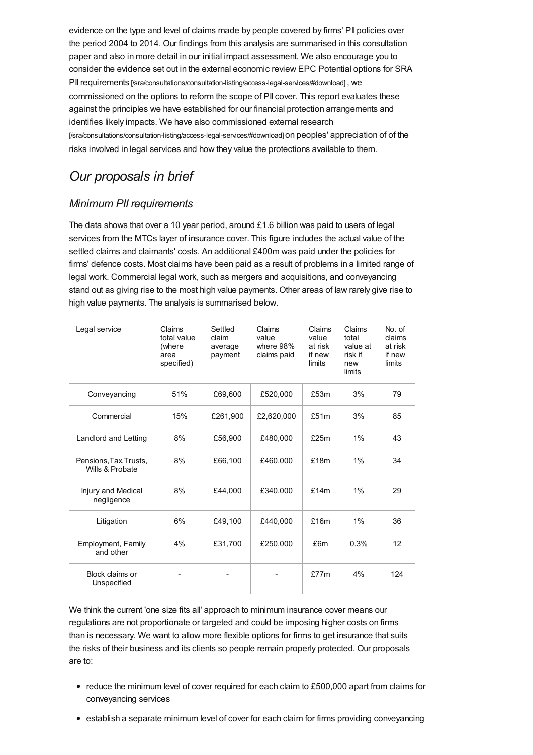evidence on the type and level of claims made by people covered by firms' PII policies over the period 2004 to 2014. Our findings from this analysis are summarised in this consultation paper and also in more detail in our initial impact assessment. We also encourage you to consider the evidence set out in the external economic review EPC Potential options for SRA PII requirements [/sra/consultations/consultation-listing/access-legal-services/#download] , we commissioned on the options to reform the scope of PII cover. This report evaluates these against the principles we have established for our financial protection arrangements and identifies likely impacts. We have also commissioned external research [/sra/consultations/consultation-listing/access-legal-services/#download] on peoples' appreciation of of the risks involved in legal services and how they value the protections available to them.

## *Our proposals in brief*

### *Minimum PII requirements*

The data shows that over a 10 year period, around £1.6 billion was paid to users of legal services from the MTCs layer of insurance cover. This figure includes the actual value of the settled claims and claimants' costs. An additional £400m was paid under the policies for firms' defence costs. Most claims have been paid as a result of problems in a limited range of legal work. Commercial legal work, such as mergers and acquisitions, and conveyancing stand out as giving rise to the most high value payments. Other areas of law rarely give rise to high value payments. The analysis is summarised below.

| Legal service | Claims total value (where area specified) | Settled claim average payment | Claims value where 98% claims paid | Claims value at risk if new limits | Claims total value at risk if new limits | No. of claims at risk if new limits |
|---|---|---|---|---|---|---|
| Conveyancing | 51% | £69,600 | £520,000 | £53m | 3% | 79 |
| Commercial | 15% | £261,900 | £2,620,000 | £51m | 3% | 85 |
| Landlord and Letting | 8% | £56,900 | £480,000 | £25m | 1% | 43 |
| Pensions,Tax,Trusts, Wills & Probate | 8% | £66,100 | £460,000 | £18m | 1% | 34 |
| Injury and Medical negligence | 8% | £44,000 | £340,000 | £14m | 1% | 29 |
| Litigation | 6% | £49,100 | £440,000 | £16m | 1% | 36 |
| Employment, Family and other | 4% | £31,700 | £250,000 | £6m | 0.3% | 12 |
| Block claims or Unspecified | - | - | - | £77m | 4% | 124 |

We think the current 'one size fits all' approach to minimum insurance cover means our regulations are not proportionate or targeted and could be imposing higher costs on firms than is necessary. We want to allow more flexible options for firms to get insurance that suits the risks of their business and its clients so people remain properly protected. Our proposals are to:

- reduce the minimum level of cover required for each claim to £500,000 apart from claims for conveyancing services
- establish a separate minimum level of cover for each claim for firms providing conveyancing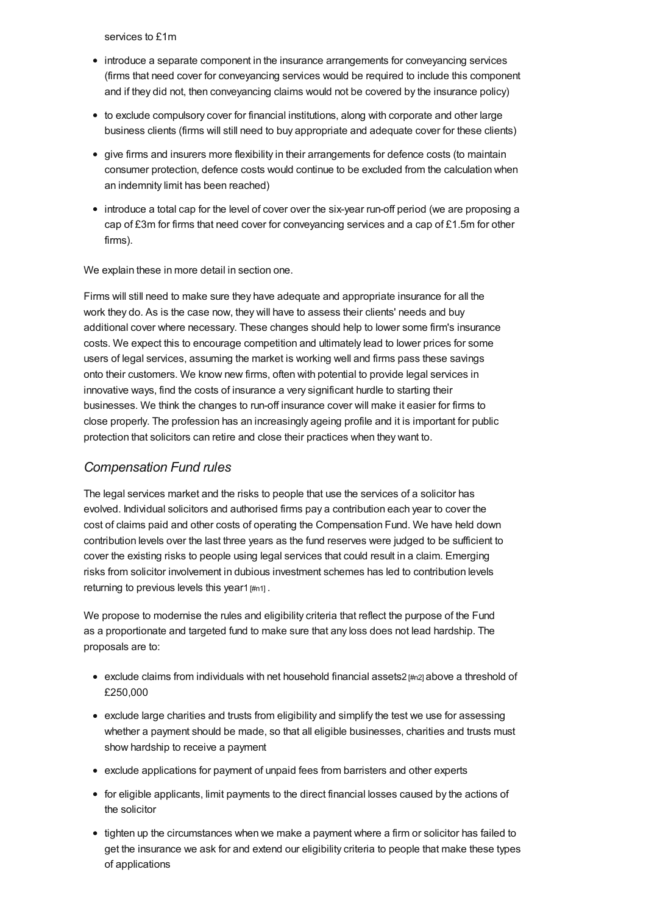services to £1m

- introduce a separate component in the insurance arrangements for conveyancing services (firms that need cover for conveyancing services would be required to include this component and if they did not, then conveyancing claims would not be covered by the insurance policy)
- to exclude compulsory cover for financial institutions, along with corporate and other large business clients (firms will still need to buy appropriate and adequate cover for these clients)
- give firms and insurers more flexibility in their arrangements for defence costs (to maintain consumer protection, defence costs would continue to be excluded from the calculation when an indemnity limit has been reached)
- introduce a total cap for the level of cover over the six-year run-off period (we are proposing a cap of £3m for firms that need cover for conveyancing services and a cap of £1.5m for other firms).

We explain these in more detail in section one.

Firms will still need to make sure they have adequate and appropriate insurance for all the work they do. As is the case now, they will have to assess their clients' needs and buy additional cover where necessary. These changes should help to lower some firm's insurance costs. We expect this to encourage competition and ultimately lead to lower prices for some users of legal services, assuming the market is working well and firms pass these savings onto their customers. We know new firms, often with potential to provide legal services in innovative ways, find the costs of insurance a very significant hurdle to starting their businesses. We think the changes to run-off insurance cover will make it easier for firms to close properly. The profession has an increasingly ageing profile and it is important for public protection that solicitors can retire and close their practices when they want to.

## *Compensation Fund rules*

The legal services market and the risks to people that use the services of a solicitor has evolved. Individual solicitors and authorised firms pay a contribution each year to cover the cost of claims paid and other costs of operating the Compensation Fund. We have held down contribution levels over the last three years as the fund reserves were judged to be sufficient to cover the existing risks to people using legal services that could result in a claim. Emerging risks from solicitor involvement in dubious investment schemes has led to contribution levels returning to previous levels this year[1] [#n1] .

We propose to modernise the rules and eligibility criteria that reflect the purpose of the Fund as a proportionate and targeted fund to make sure that any loss does not lead hardship. The proposals are to:

- exclude claims from individuals with net household financial assets[2] [#n2] above a threshold of £250,000
- exclude large charities and trusts from eligibility and simplify the test we use for assessing whether a payment should be made, so that all eligible businesses, charities and trusts must show hardship to receive a payment
- exclude applications for payment of unpaid fees from barristers and other experts
- for eligible applicants, limit payments to the direct financial losses caused by the actions of the solicitor
- tighten up the circumstances when we make a payment where a firm or solicitor has failed to get the insurance we ask for and extend our eligibility criteria to people that make these types of applications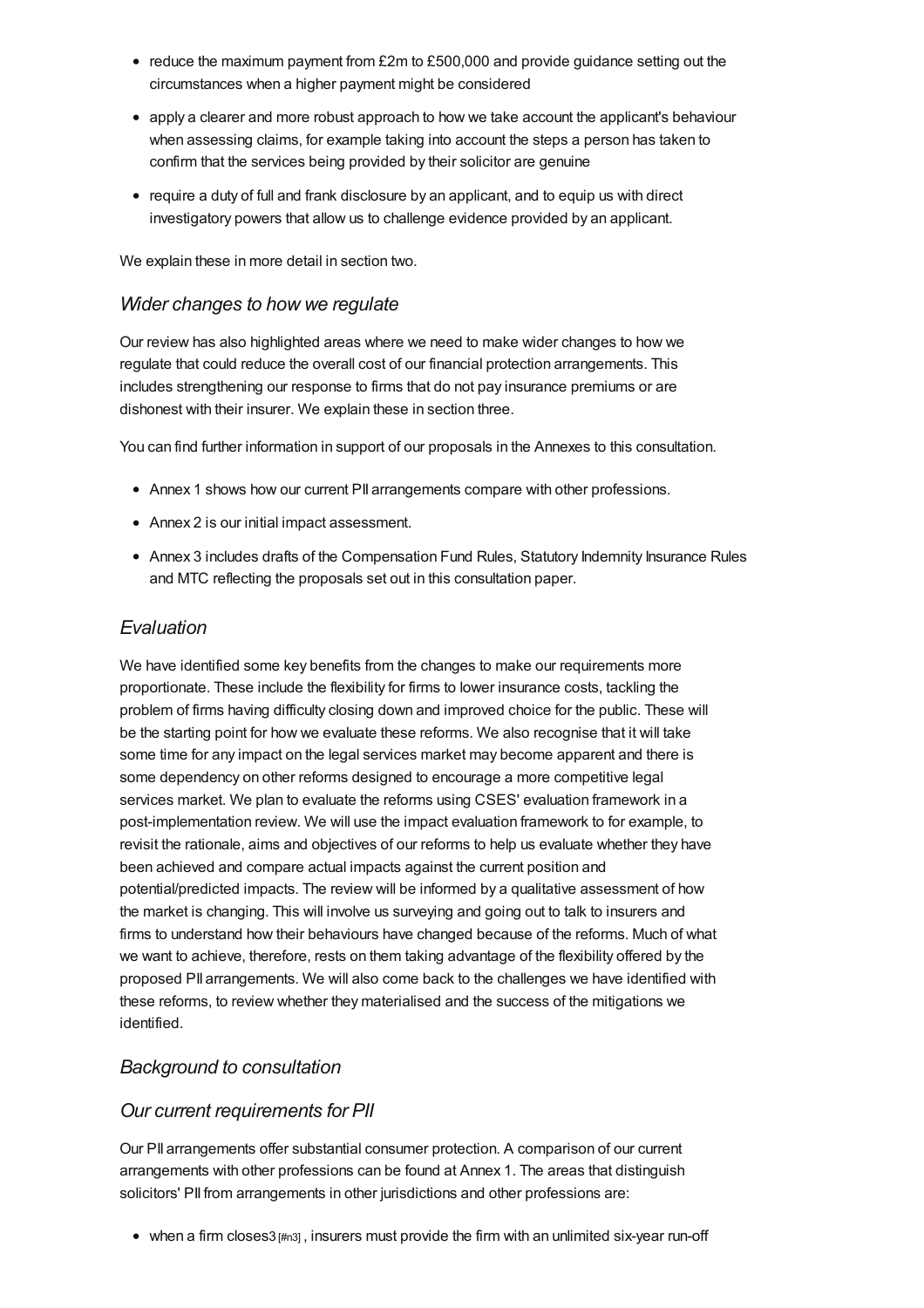- reduce the maximum payment from £2m to £500,000 and provide guidance setting out the circumstances when a higher payment might be considered
- apply a clearer and more robust approach to how we take account the applicant's behaviour when assessing claims, for example taking into account the steps a person has taken to confirm that the services being provided by their solicitor are genuine
- require a duty of full and frank disclosure by an applicant, and to equip us with direct investigatory powers that allow us to challenge evidence provided by an applicant.

We explain these in more detail in section two.

### *Wider changes to how we regulate*

Our review has also highlighted areas where we need to make wider changes to how we regulate that could reduce the overall cost of our financial protection arrangements. This includes strengthening our response to firms that do not pay insurance premiums or are dishonest with their insurer. We explain these in section three.

You can find further information in support of our proposals in the Annexes to this consultation.

- Annex 1 shows how our current PII arrangements compare with other professions.
- Annex 2 is our initial impact assessment.
- Annex 3 includes drafts of the Compensation Fund Rules, Statutory Indemnity Insurance Rules and MTC reflecting the proposals set out in this consultation paper.

### *Evaluation*

We have identified some key benefits from the changes to make our requirements more proportionate. These include the flexibility for firms to lower insurance costs, tackling the problem of firms having difficulty closing down and improved choice for the public. These will be the starting point for how we evaluate these reforms. We also recognise that it will take some time for any impact on the legal services market may become apparent and there is some dependency on other reforms designed to encourage a more competitive legal services market. We plan to evaluate the reforms using CSES' evaluation framework in a post-implementation review. We will use the impact evaluation framework to for example, to revisit the rationale, aims and objectives of our reforms to help us evaluate whether they have been achieved and compare actual impacts against the current position and potential/predicted impacts. The review will be informed by a qualitative assessment of how the market is changing. This will involve us surveying and going out to talk to insurers and firms to understand how their behaviours have changed because of the reforms. Much of what we want to achieve, therefore, rests on them taking advantage of the flexibility offered by the proposed PII arrangements. We will also come back to the challenges we have identified with these reforms, to review whether they materialised and the success of the mitigations we identified.

### *Background to consultation*

### *Our current requirements for PII*

Our PII arrangements offer substantial consumer protection. A comparison of our current arrangements with other professions can be found at Annex 1. The areas that distinguish solicitors' PII from arrangements in other jurisdictions and other professions are:

- when a firm closes3 [#n3] , insurers must provide the firm with an unlimited six-year run-off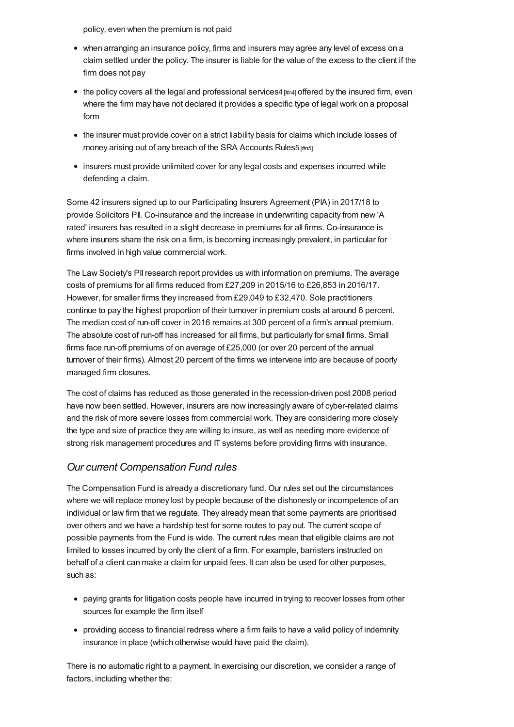policy, even when the premium is not paid

- when arranging an insurance policy, firms and insurers may agree any level of excess on a claim settled under the policy. The insurer is liable for the value of the excess to the client if the firm does not pay
- the policy covers all the legal and professional services4 [#n4] offered by the insured firm, even where the firm may have not declared it provides a specific type of legal work on a proposal form
- the insurer must provide cover on a strict liability basis for claims which include losses of money arising out of any breach of the SRA Accounts Rules5 [#n5]
- insurers must provide unlimited cover for any legal costs and expenses incurred while defending a claim.

Some 42 insurers signed up to our Participating Insurers Agreement (PIA) in 2017/18 to provide Solicitors PII. Co-insurance and the increase in underwriting capacity from new 'A rated' insurers has resulted in a slight decrease in premiums for all firms. Co-insurance is where insurers share the risk on a firm, is becoming increasingly prevalent, in particular for firms involved in high value commercial work.

The Law Society's PII research report provides us with information on premiums. The average costs of premiums for all firms reduced from £27,209 in 2015/16 to £26,853 in 2016/17. However, for smaller firms they increased from £29,049 to £32,470. Sole practitioners continue to pay the highest proportion of their turnover in premium costs at around 6 percent. The median cost of run-off cover in 2016 remains at 300 percent of a firm's annual premium. The absolute cost of run-off has increased for all firms, but particularly for small firms. Small firms face run-off premiums of on average of £25,000 (or over 20 percent of the annual turnover of their firms). Almost 20 percent of the firms we intervene into are because of poorly managed firm closures.

The cost of claims has reduced as those generated in the recession-driven post 2008 period have now been settled. However, insurers are now increasingly aware of cyber-related claims and the risk of more severe losses from commercial work. They are considering more closely the type and size of practice they are willing to insure, as well as needing more evidence of strong risk management procedures and IT systems before providing firms with insurance.

### *Our current Compensation Fund rules*

The Compensation Fund is already a discretionary fund. Our rules set out the circumstances where we will replace money lost by people because of the dishonesty or incompetence of an individual or law firm that we regulate. They already mean that some payments are prioritised over others and we have a hardship test for some routes to pay out. The current scope of possible payments from the Fund is wide. The current rules mean that eligible claims are not limited to losses incurred by only the client of a firm. For example, barristers instructed on behalf of a client can make a claim for unpaid fees. It can also be used for other purposes, such as:

- paying grants for litigation costs people have incurred in trying to recover losses from other sources for example the firm itself
- providing access to financial redress where a firm fails to have a valid policy of indemnity insurance in place (which otherwise would have paid the claim).

There is no automatic right to a payment. In exercising our discretion, we consider a range of factors, including whether the: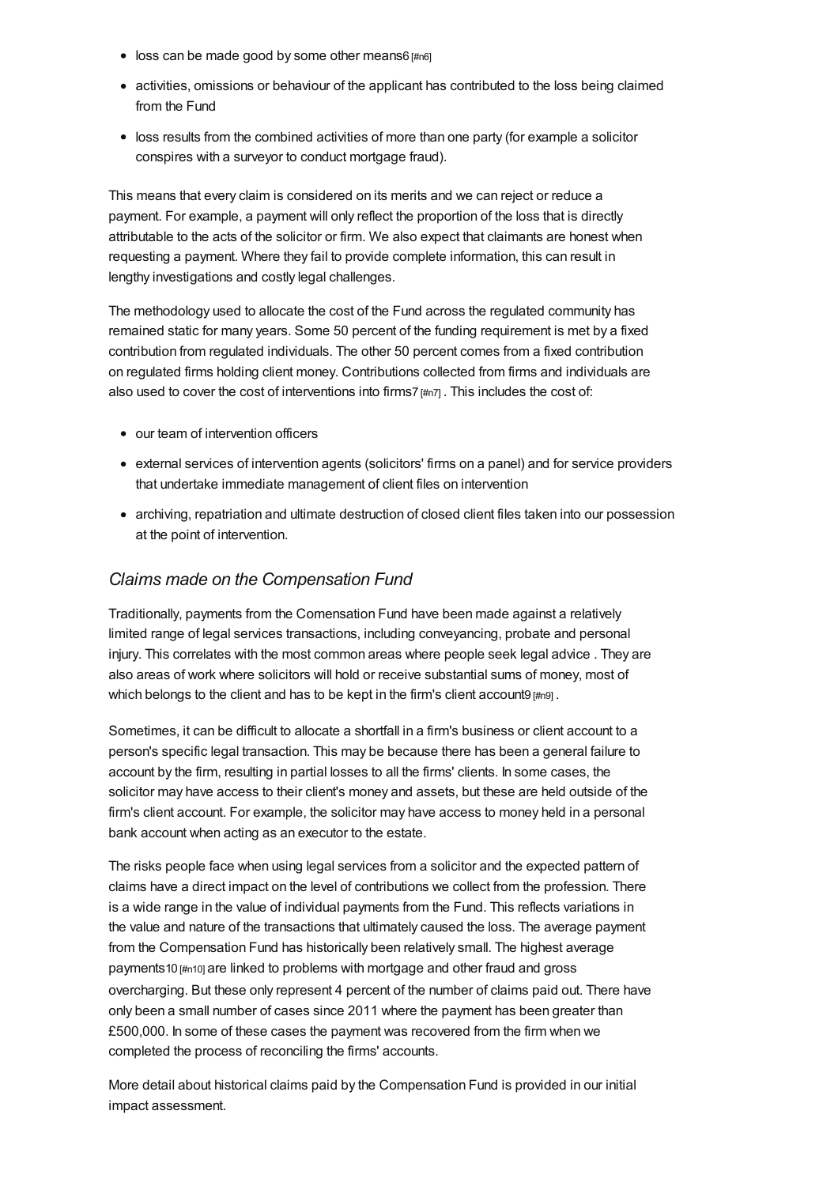- loss can be made good by some other means[6]
- activities, omissions or behaviour of the applicant has contributed to the loss being claimed from the Fund
- loss results from the combined activities of more than one party (for example a solicitor conspires with a surveyor to conduct mortgage fraud).

This means that every claim is considered on its merits and we can reject or reduce a payment. For example, a payment will only reflect the proportion of the loss that is directly attributable to the acts of the solicitor or firm. We also expect that claimants are honest when requesting a payment. Where they fail to provide complete information, this can result in lengthy investigations and costly legal challenges.

The methodology used to allocate the cost of the Fund across the regulated community has remained static for many years. Some 50 percent of the funding requirement is met by a fixed contribution from regulated individuals. The other 50 percent comes from a fixed contribution on regulated firms holding client money. Contributions collected from firms and individuals are also used to cover the cost of interventions into firms[7]. This includes the cost of:

- our team of intervention officers
- external services of intervention agents (solicitors' firms on a panel) and for service providers that undertake immediate management of client files on intervention
- archiving, repatriation and ultimate destruction of closed client files taken into our possession at the point of intervention.

### *Claims made on the Compensation Fund*

Traditionally, payments from the Comensation Fund have been made against a relatively limited range of legal services transactions, including conveyancing, probate and personal injury. This correlates with the most common areas where people seek legal advice . They are also areas of work where solicitors will hold or receive substantial sums of money, most of which belongs to the client and has to be kept in the firm's client account[9].

Sometimes, it can be difficult to allocate a shortfall in a firm's business or client account to a person's specific legal transaction. This may be because there has been a general failure to account by the firm, resulting in partial losses to all the firms' clients. In some cases, the solicitor may have access to their client's money and assets, but these are held outside of the firm's client account. For example, the solicitor may have access to money held in a personal bank account when acting as an executor to the estate.

The risks people face when using legal services from a solicitor and the expected pattern of claims have a direct impact on the level of contributions we collect from the profession. There is a wide range in the value of individual payments from the Fund. This reflects variations in the value and nature of the transactions that ultimately caused the loss. The average payment from the Compensation Fund has historically been relatively small. The highest average payments[10] are linked to problems with mortgage and other fraud and gross overcharging. But these only represent 4 percent of the number of claims paid out. There have only been a small number of cases since 2011 where the payment has been greater than £500,000. In some of these cases the payment was recovered from the firm when we completed the process of reconciling the firms' accounts.

More detail about historical claims paid by the Compensation Fund is provided in our initial impact assessment.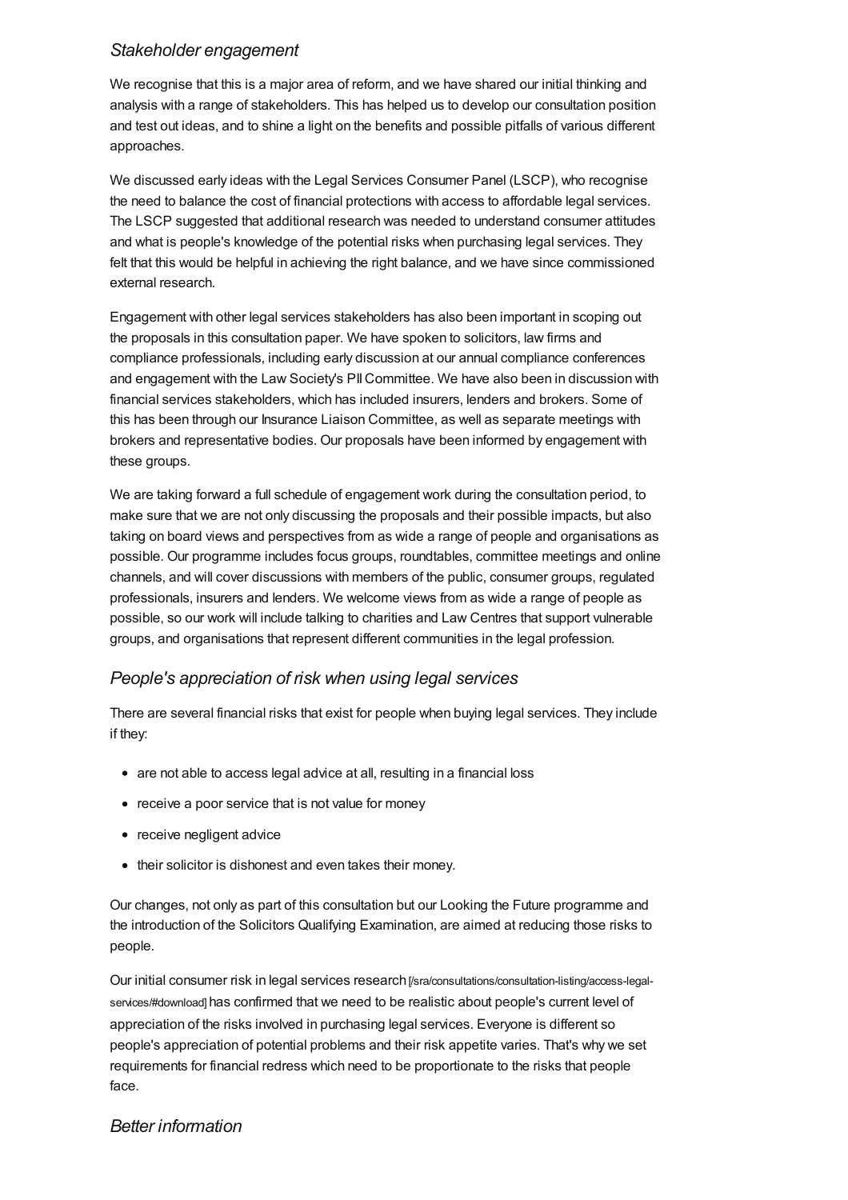### *Stakeholder engagement*

We recognise that this is a major area of reform, and we have shared our initial thinking and analysis with a range of stakeholders. This has helped us to develop our consultation position and test out ideas, and to shine a light on the benefits and possible pitfalls of various different approaches.

We discussed early ideas with the Legal Services Consumer Panel (LSCP), who recognise the need to balance the cost of financial protections with access to affordable legal services. The LSCP suggested that additional research was needed to understand consumer attitudes and what is people's knowledge of the potential risks when purchasing legal services. They felt that this would be helpful in achieving the right balance, and we have since commissioned external research.

Engagement with other legal services stakeholders has also been important in scoping out the proposals in this consultation paper. We have spoken to solicitors, law firms and compliance professionals, including early discussion at our annual compliance conferences and engagement with the Law Society's PII Committee. We have also been in discussion with financial services stakeholders, which has included insurers, lenders and brokers. Some of this has been through our Insurance Liaison Committee, as well as separate meetings with brokers and representative bodies. Our proposals have been informed by engagement with these groups.

We are taking forward a full schedule of engagement work during the consultation period, to make sure that we are not only discussing the proposals and their possible impacts, but also taking on board views and perspectives from as wide a range of people and organisations as possible. Our programme includes focus groups, roundtables, committee meetings and online channels, and will cover discussions with members of the public, consumer groups, regulated professionals, insurers and lenders. We welcome views from as wide a range of people as possible, so our work will include talking to charities and Law Centres that support vulnerable groups, and organisations that represent different communities in the legal profession.

### *People's appreciation of risk when using legal services*

There are several financial risks that exist for people when buying legal services. They include if they:

- are not able to access legal advice at all, resulting in a financial loss
- receive a poor service that is not value for money
- receive negligent advice
- their solicitor is dishonest and even takes their money.

Our changes, not only as part of this consultation but our Looking the Future programme and the introduction of the Solicitors Qualifying Examination, are aimed at reducing those risks to people.

Our initial consumer risk in legal services research [/sra/consultations/consultation-listing/access-legal-services/#download] has confirmed that we need to be realistic about people's current level of appreciation of the risks involved in purchasing legal services. Everyone is different so people's appreciation of potential problems and their risk appetite varies. That's why we set requirements for financial redress which need to be proportionate to the risks that people face.

### *Better information*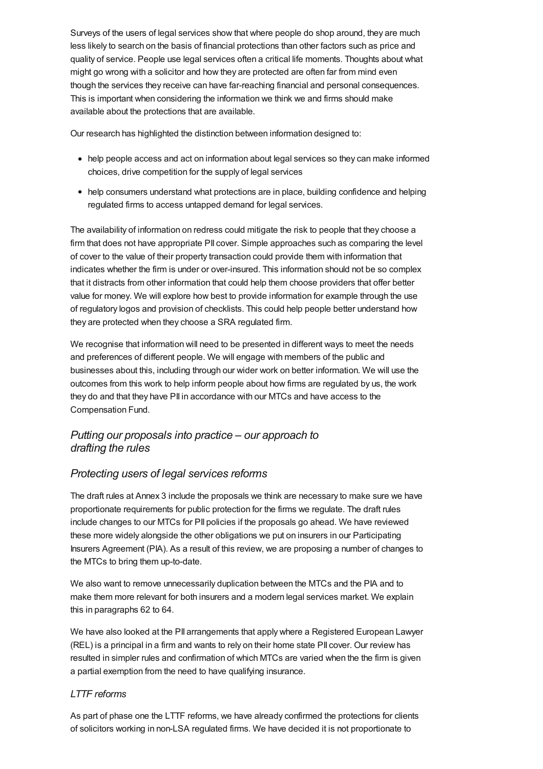Surveys of the users of legal services show that where people do shop around, they are much less likely to search on the basis of financial protections than other factors such as price and quality of service. People use legal services often a critical life moments. Thoughts about what might go wrong with a solicitor and how they are protected are often far from mind even though the services they receive can have far-reaching financial and personal consequences. This is important when considering the information we think we and firms should make available about the protections that are available.

Our research has highlighted the distinction between information designed to:

- help people access and act on information about legal services so they can make informed choices, drive competition for the supply of legal services
- help consumers understand what protections are in place, building confidence and helping regulated firms to access untapped demand for legal services.

The availability of information on redress could mitigate the risk to people that they choose a firm that does not have appropriate PII cover. Simple approaches such as comparing the level of cover to the value of their property transaction could provide them with information that indicates whether the firm is under or over-insured. This information should not be so complex that it distracts from other information that could help them choose providers that offer better value for money. We will explore how best to provide information for example through the use of regulatory logos and provision of checklists. This could help people better understand how they are protected when they choose a SRA regulated firm.

We recognise that information will need to be presented in different ways to meet the needs and preferences of different people. We will engage with members of the public and businesses about this, including through our wider work on better information. We will use the outcomes from this work to help inform people about how firms are regulated by us, the work they do and that they have PII in accordance with our MTCs and have access to the Compensation Fund.

## *Putting our proposals into practice – our approach to drafting the rules*

## *Protecting users of legal services reforms*

The draft rules at Annex 3 include the proposals we think are necessary to make sure we have proportionate requirements for public protection for the firms we regulate. The draft rules include changes to our MTCs for PII policies if the proposals go ahead. We have reviewed these more widely alongside the other obligations we put on insurers in our Participating Insurers Agreement (PIA). As a result of this review, we are proposing a number of changes to the MTCs to bring them up-to-date.

We also want to remove unnecessarily duplication between the MTCs and the PIA and to make them more relevant for both insurers and a modern legal services market. We explain this in paragraphs 62 to 64.

We have also looked at the PII arrangements that apply where a Registered European Lawyer (REL) is a principal in a firm and wants to rely on their home state PII cover. Our review has resulted in simpler rules and confirmation of which MTCs are varied when the the firm is given a partial exemption from the need to have qualifying insurance.

### *LTTF reforms*

As part of phase one the LTTF reforms, we have already confirmed the protections for clients of solicitors working in non-LSA regulated firms. We have decided it is not proportionate to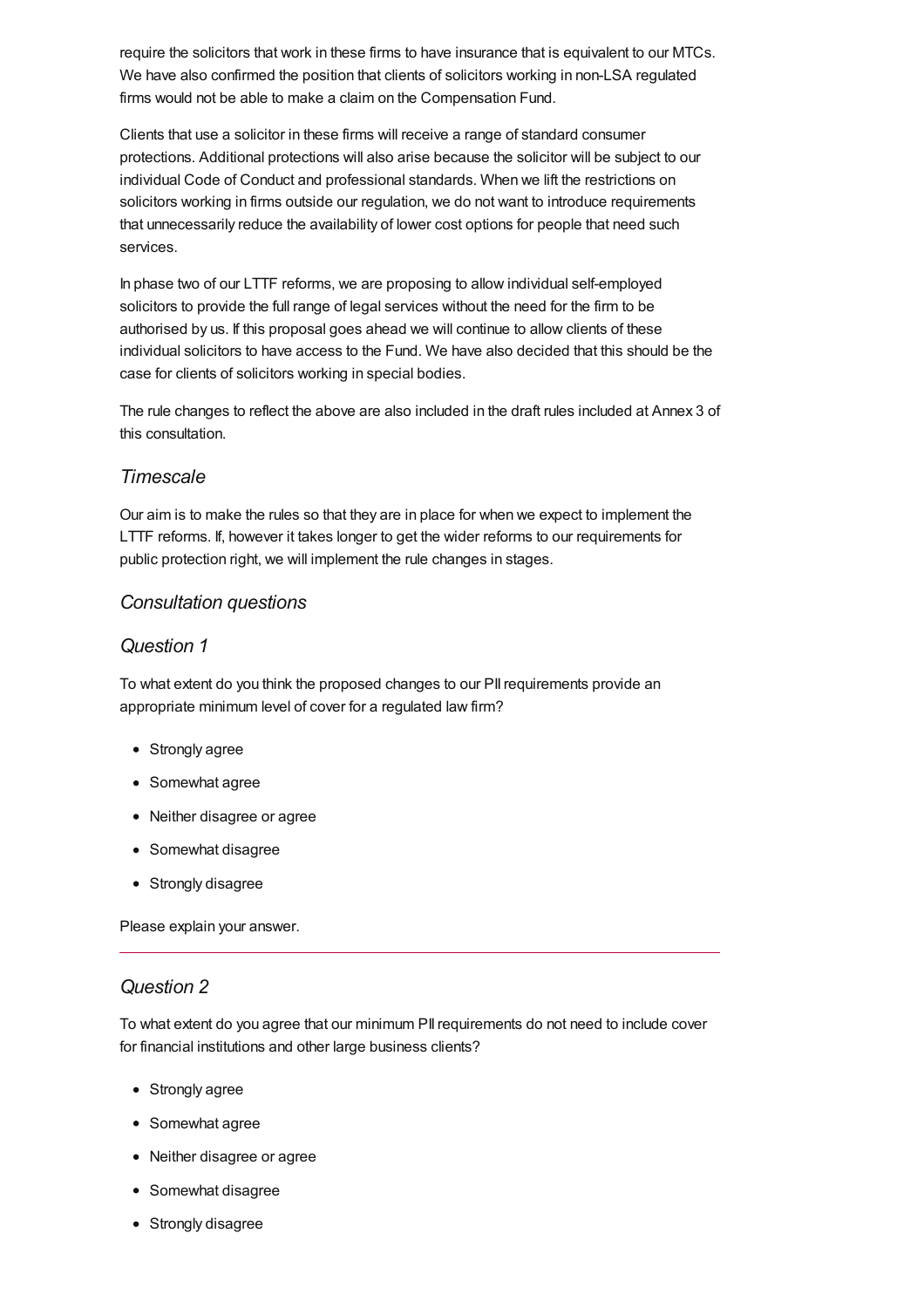require the solicitors that work in these firms to have insurance that is equivalent to our MTCs. We have also confirmed the position that clients of solicitors working in non-LSA regulated firms would not be able to make a claim on the Compensation Fund.

Clients that use a solicitor in these firms will receive a range of standard consumer protections. Additional protections will also arise because the solicitor will be subject to our individual Code of Conduct and professional standards. When we lift the restrictions on solicitors working in firms outside our regulation, we do not want to introduce requirements that unnecessarily reduce the availability of lower cost options for people that need such services.

In phase two of our LTTF reforms, we are proposing to allow individual self-employed solicitors to provide the full range of legal services without the need for the firm to be authorised by us. If this proposal goes ahead we will continue to allow clients of these individual solicitors to have access to the Fund. We have also decided that this should be the case for clients of solicitors working in special bodies.

The rule changes to reflect the above are also included in the draft rules included at Annex 3 of this consultation.

### *Timescale*

Our aim is to make the rules so that they are in place for when we expect to implement the LTTF reforms. If, however it takes longer to get the wider reforms to our requirements for public protection right, we will implement the rule changes in stages.

### *Consultation questions*

### *Question 1*

To what extent do you think the proposed changes to our PII requirements provide an appropriate minimum level of cover for a regulated law firm?

- Strongly agree
- Somewhat agree
- Neither disagree or agree
- Somewhat disagree
- Strongly disagree

Please explain your answer.

---

### *Question 2*

To what extent do you agree that our minimum PII requirements do not need to include cover for financial institutions and other large business clients?

- Strongly agree
- Somewhat agree
- Neither disagree or agree
- Somewhat disagree
- Strongly disagree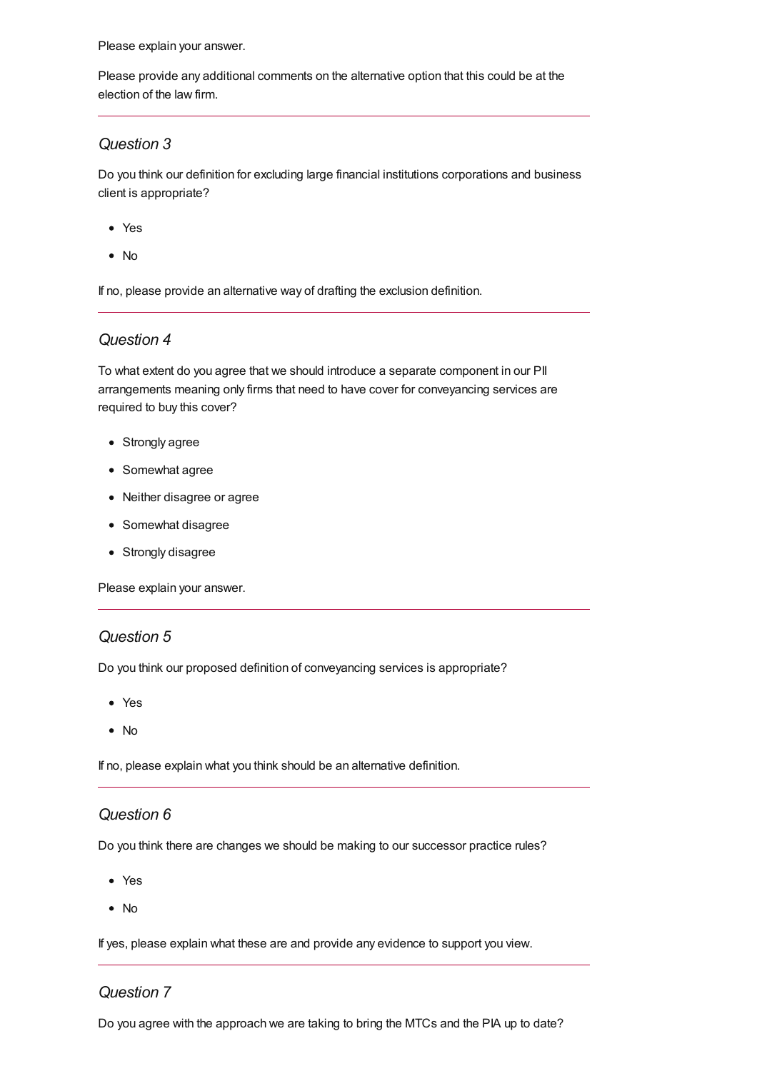Please explain your answer.

Please provide any additional comments on the alternative option that this could be at the election of the law firm.

---

### *Question 3*

Do you think our definition for excluding large financial institutions corporations and business client is appropriate?

- Yes
- No

If no, please provide an alternative way of drafting the exclusion definition.

---

### *Question 4*

To what extent do you agree that we should introduce a separate component in our PII arrangements meaning only firms that need to have cover for conveyancing services are required to buy this cover?

- Strongly agree
- Somewhat agree
- Neither disagree or agree
- Somewhat disagree
- Strongly disagree

Please explain your answer.

---

### *Question 5*

Do you think our proposed definition of conveyancing services is appropriate?

- Yes
- No

If no, please explain what you think should be an alternative definition.

---

### *Question 6*

Do you think there are changes we should be making to our successor practice rules?

- Yes
- No

If yes, please explain what these are and provide any evidence to support you view.

---

### *Question 7*

Do you agree with the approach we are taking to bring the MTCs and the PIA up to date?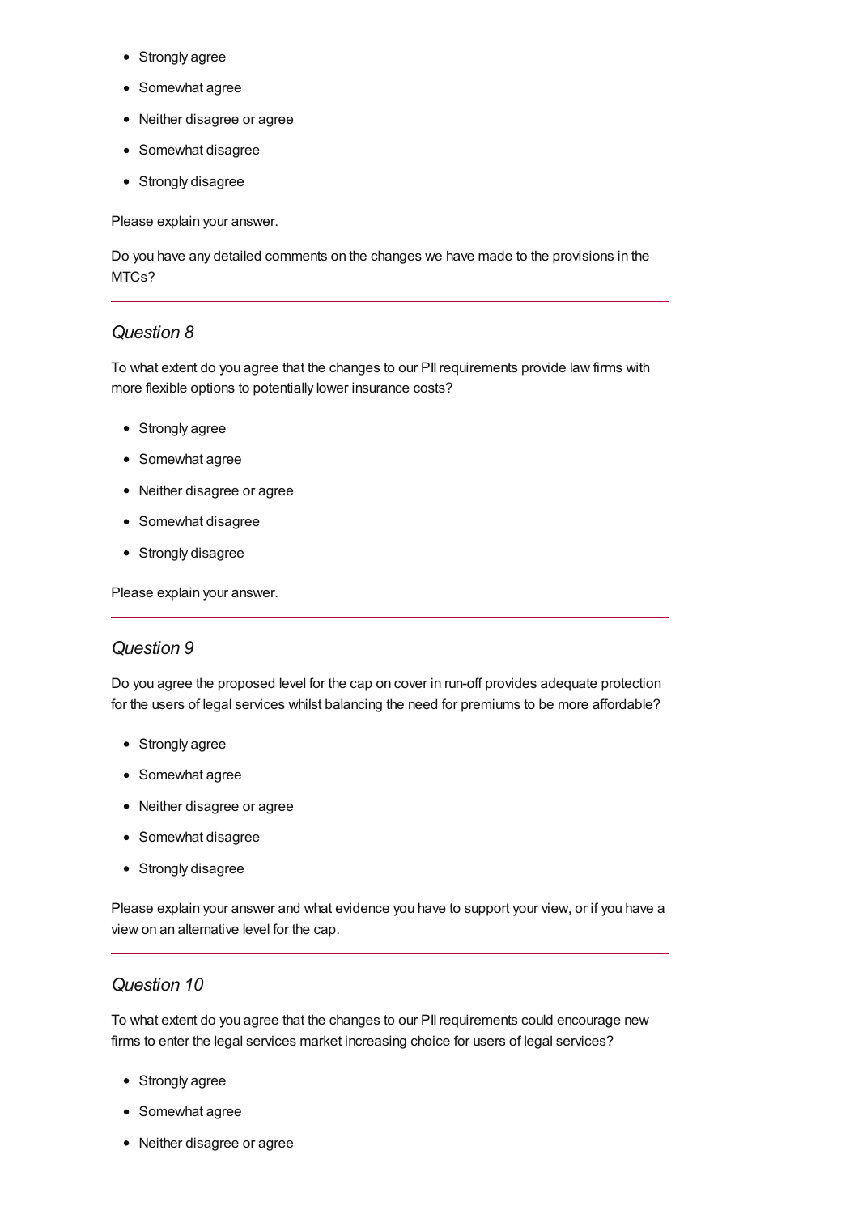- Strongly agree
- Somewhat agree
- Neither disagree or agree
- Somewhat disagree
- Strongly disagree

Please explain your answer.

Do you have any detailed comments on the changes we have made to the provisions in the MTCs?

---

### *Question 8*

To what extent do you agree that the changes to our PII requirements provide law firms with more flexible options to potentially lower insurance costs?

- Strongly agree
- Somewhat agree
- Neither disagree or agree
- Somewhat disagree
- Strongly disagree

Please explain your answer.

---

### *Question 9*

Do you agree the proposed level for the cap on cover in run-off provides adequate protection for the users of legal services whilst balancing the need for premiums to be more affordable?

- Strongly agree
- Somewhat agree
- Neither disagree or agree
- Somewhat disagree
- Strongly disagree

Please explain your answer and what evidence you have to support your view, or if you have a view on an alternative level for the cap.

---

### *Question 10*

To what extent do you agree that the changes to our PII requirements could encourage new firms to enter the legal services market increasing choice for users of legal services?

- Strongly agree
- Somewhat agree
- Neither disagree or agree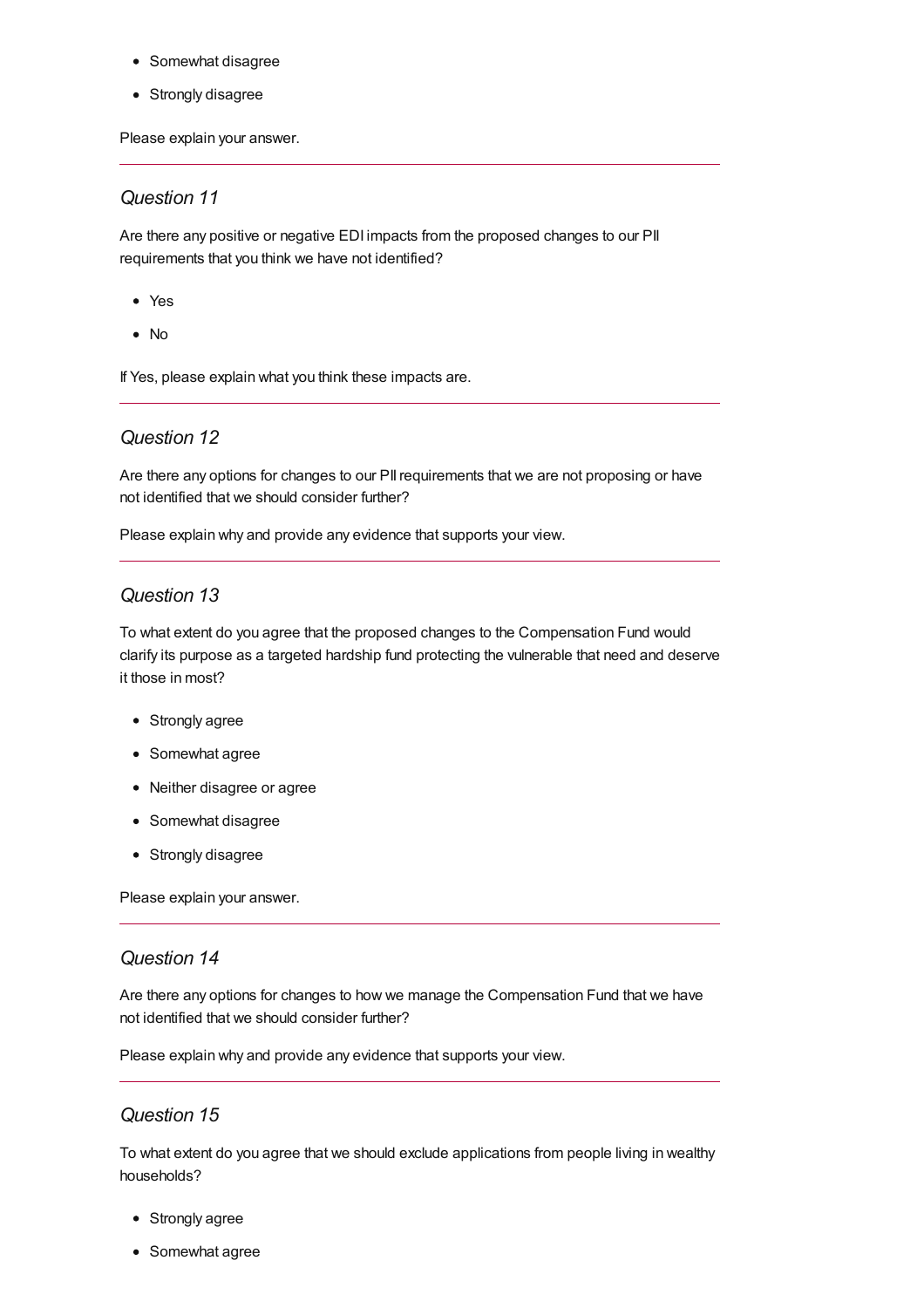- Somewhat disagree
- Strongly disagree

Please explain your answer.

---

### *Question 11*

Are there any positive or negative EDI impacts from the proposed changes to our PII requirements that you think we have not identified?

- Yes
- No

If Yes, please explain what you think these impacts are.

---

### *Question 12*

Are there any options for changes to our PII requirements that we are not proposing or have not identified that we should consider further?

Please explain why and provide any evidence that supports your view.

---

### *Question 13*

To what extent do you agree that the proposed changes to the Compensation Fund would clarify its purpose as a targeted hardship fund protecting the vulnerable that need and deserve it those in most?

- Strongly agree
- Somewhat agree
- Neither disagree or agree
- Somewhat disagree
- Strongly disagree

Please explain your answer.

---

### *Question 14*

Are there any options for changes to how we manage the Compensation Fund that we have not identified that we should consider further?

Please explain why and provide any evidence that supports your view.

---

### *Question 15*

To what extent do you agree that we should exclude applications from people living in wealthy households?

- Strongly agree
- Somewhat agree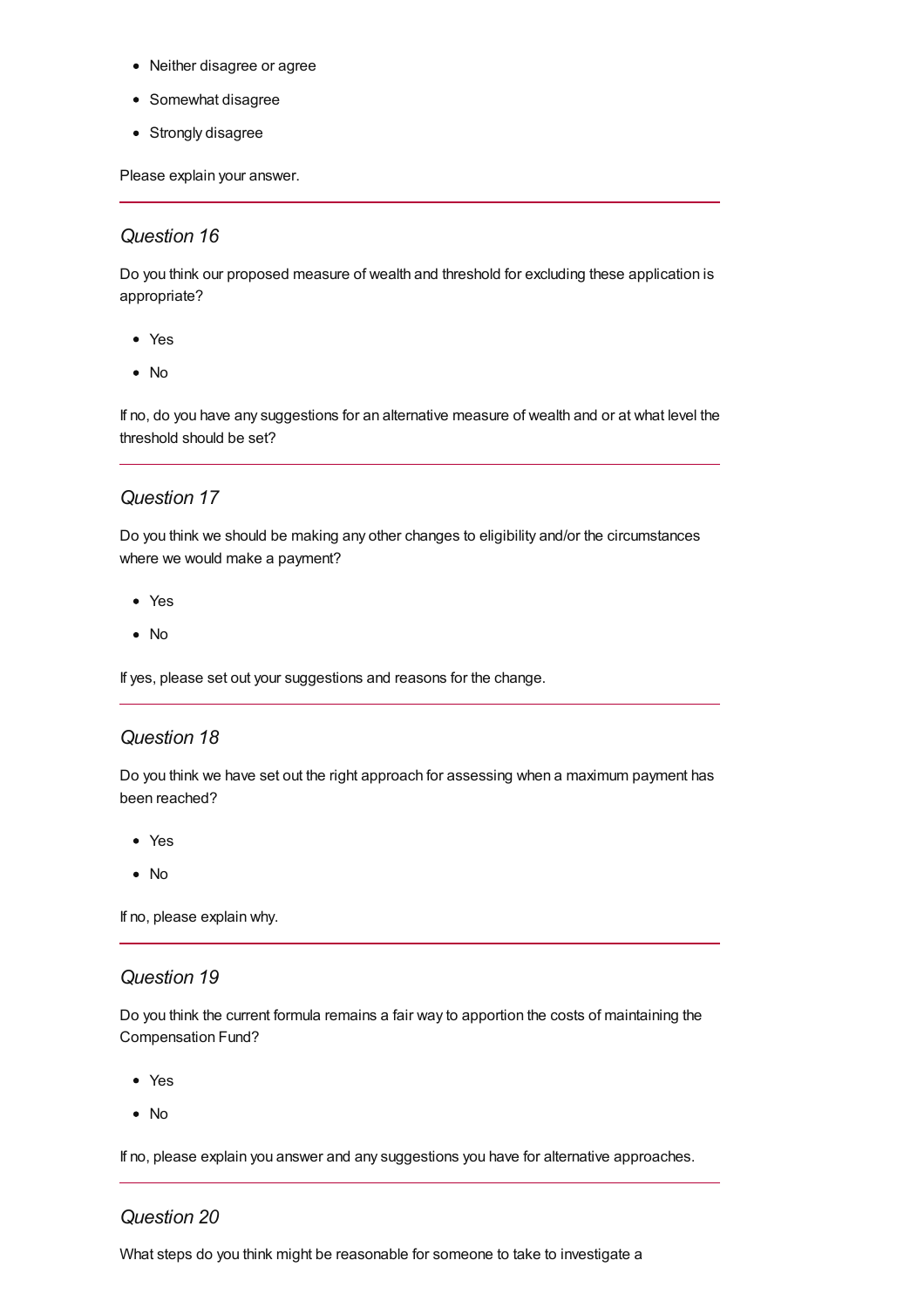- Neither disagree or agree
- Somewhat disagree
- Strongly disagree

Please explain your answer.

---

### *Question 16*

Do you think our proposed measure of wealth and threshold for excluding these application is appropriate?

- Yes
- No

If no, do you have any suggestions for an alternative measure of wealth and or at what level the threshold should be set?

---

### *Question 17*

Do you think we should be making any other changes to eligibility and/or the circumstances where we would make a payment?

- Yes
- No

If yes, please set out your suggestions and reasons for the change.

---

### *Question 18*

Do you think we have set out the right approach for assessing when a maximum payment has been reached?

- Yes
- No

If no, please explain why.

---

### *Question 19*

Do you think the current formula remains a fair way to apportion the costs of maintaining the Compensation Fund?

- Yes
- No

If no, please explain you answer and any suggestions you have for alternative approaches.

---

### *Question 20*

What steps do you think might be reasonable for someone to take to investigate a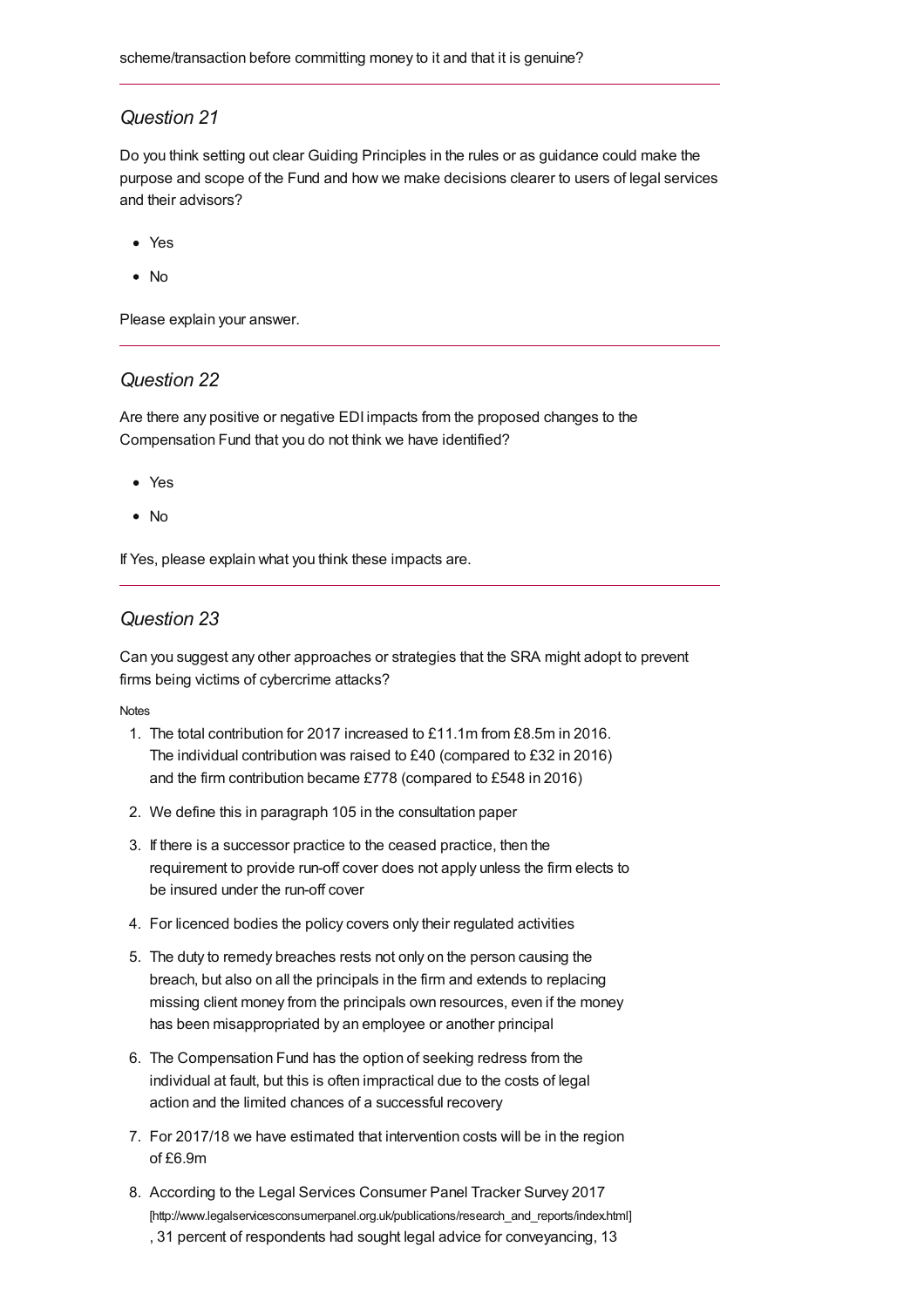scheme/transaction before committing money to it and that it is genuine?

---

### *Question 21*

Do you think setting out clear Guiding Principles in the rules or as guidance could make the purpose and scope of the Fund and how we make decisions clearer to users of legal services and their advisors?

- Yes
- No

Please explain your answer.

---

### *Question 22*

Are there any positive or negative EDI impacts from the proposed changes to the Compensation Fund that you do not think we have identified?

- Yes
- No

If Yes, please explain what you think these impacts are.

---

### *Question 23*

Can you suggest any other approaches or strategies that the SRA might adopt to prevent firms being victims of cybercrime attacks?

Notes

1. The total contribution for 2017 increased to £11.1m from £8.5m in 2016. The individual contribution was raised to £40 (compared to £32 in 2016) and the firm contribution became £778 (compared to £548 in 2016)
2. We define this in paragraph 105 in the consultation paper
3. If there is a successor practice to the ceased practice, then the requirement to provide run-off cover does not apply unless the firm elects to be insured under the run-off cover
4. For licenced bodies the policy covers only their regulated activities
5. The duty to remedy breaches rests not only on the person causing the breach, but also on all the principals in the firm and extends to replacing missing client money from the principals own resources, even if the money has been misappropriated by an employee or another principal
6. The Compensation Fund has the option of seeking redress from the individual at fault, but this is often impractical due to the costs of legal action and the limited chances of a successful recovery
7. For 2017/18 we have estimated that intervention costs will be in the region of £6.9m
8. According to the Legal Services Consumer Panel Tracker Survey 2017 [http://www.legalservicesconsumerpanel.org.uk/publications/research_and_reports/index.html] , 31 percent of respondents had sought legal advice for conveyancing, 13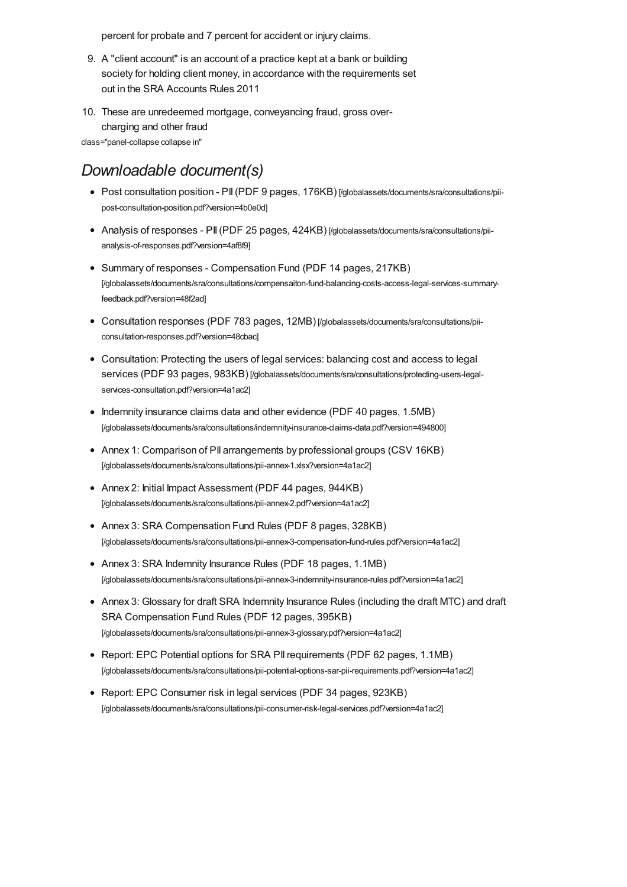percent for probate and 7 percent for accident or injury claims.

9. A "client account" is an account of a practice kept at a bank or building society for holding client money, in accordance with the requirements set out in the SRA Accounts Rules 2011
10. These are unredeemed mortgage, conveyancing fraud, gross over-charging and other fraud

class="panel-collapse collapse in"

## *Downloadable document(s)*

- Post consultation position - PII (PDF 9 pages, 176KB) [/globalassets/documents/sra/consultations/pii-post-consultation-position.pdf?version=4b0e0d]
- Analysis of responses - PII (PDF 25 pages, 424KB) [/globalassets/documents/sra/consultations/pii-analysis-of-responses.pdf?version=4af8f9]
- Summary of responses - Compensation Fund (PDF 14 pages, 217KB) [/globalassets/documents/sra/consultations/compensaiton-fund-balancing-costs-access-legal-services-summary-feedback.pdf?version=48f2ad]
- Consultation responses (PDF 783 pages, 12MB) [/globalassets/documents/sra/consultations/pii-consultation-responses.pdf?version=48cbac]
- Consultation: Protecting the users of legal services: balancing cost and access to legal services (PDF 93 pages, 983KB) [/globalassets/documents/sra/consultations/protecting-users-legal-services-consultation.pdf?version=4a1ac2]
- Indemnity insurance claims data and other evidence (PDF 40 pages, 1.5MB) [/globalassets/documents/sra/consultations/indemnity-insurance-claims-data.pdf?version=494800]
- Annex 1: Comparison of PII arrangements by professional groups (CSV 16KB) [/globalassets/documents/sra/consultations/pii-annex-1.xlsx?version=4a1ac2]
- Annex 2: Initial Impact Assessment (PDF 44 pages, 944KB) [/globalassets/documents/sra/consultations/pii-annex-2.pdf?version=4a1ac2]
- Annex 3: SRA Compensation Fund Rules (PDF 8 pages, 328KB) [/globalassets/documents/sra/consultations/pii-annex-3-compensation-fund-rules.pdf?version=4a1ac2]
- Annex 3: SRA Indemnity Insurance Rules (PDF 18 pages, 1.1MB) [/globalassets/documents/sra/consultations/pii-annex-3-indemnity-insurance-rules.pdf?version=4a1ac2]
- Annex 3: Glossary for draft SRA Indemnity Insurance Rules (including the draft MTC) and draft SRA Compensation Fund Rules (PDF 12 pages, 395KB) [/globalassets/documents/sra/consultations/pii-annex-3-glossary.pdf?version=4a1ac2]
- Report: EPC Potential options for SRA PII requirements (PDF 62 pages, 1.1MB) [/globalassets/documents/sra/consultations/pii-potential-options-sar-pii-requirements.pdf?version=4a1ac2]
- Report: EPC Consumer risk in legal services (PDF 34 pages, 923KB) [/globalassets/documents/sra/consultations/pii-consumer-risk-legal-services.pdf?version=4a1ac2]